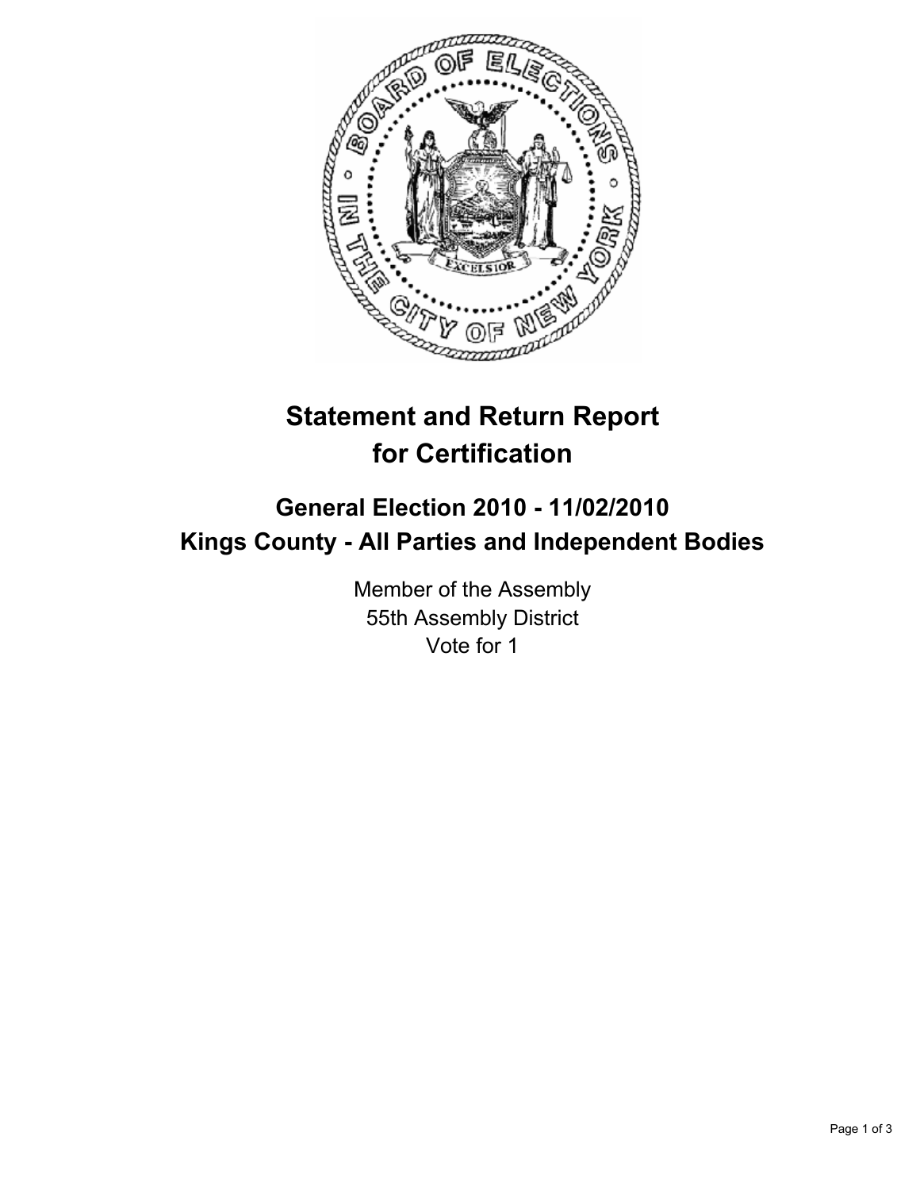# Statement and Return Report for Certification

## General Election 2010 - 11/02/2010
## Kings County - All Parties and Independent Bodies

Member of the Assembly
55th Assembly District
Vote for 1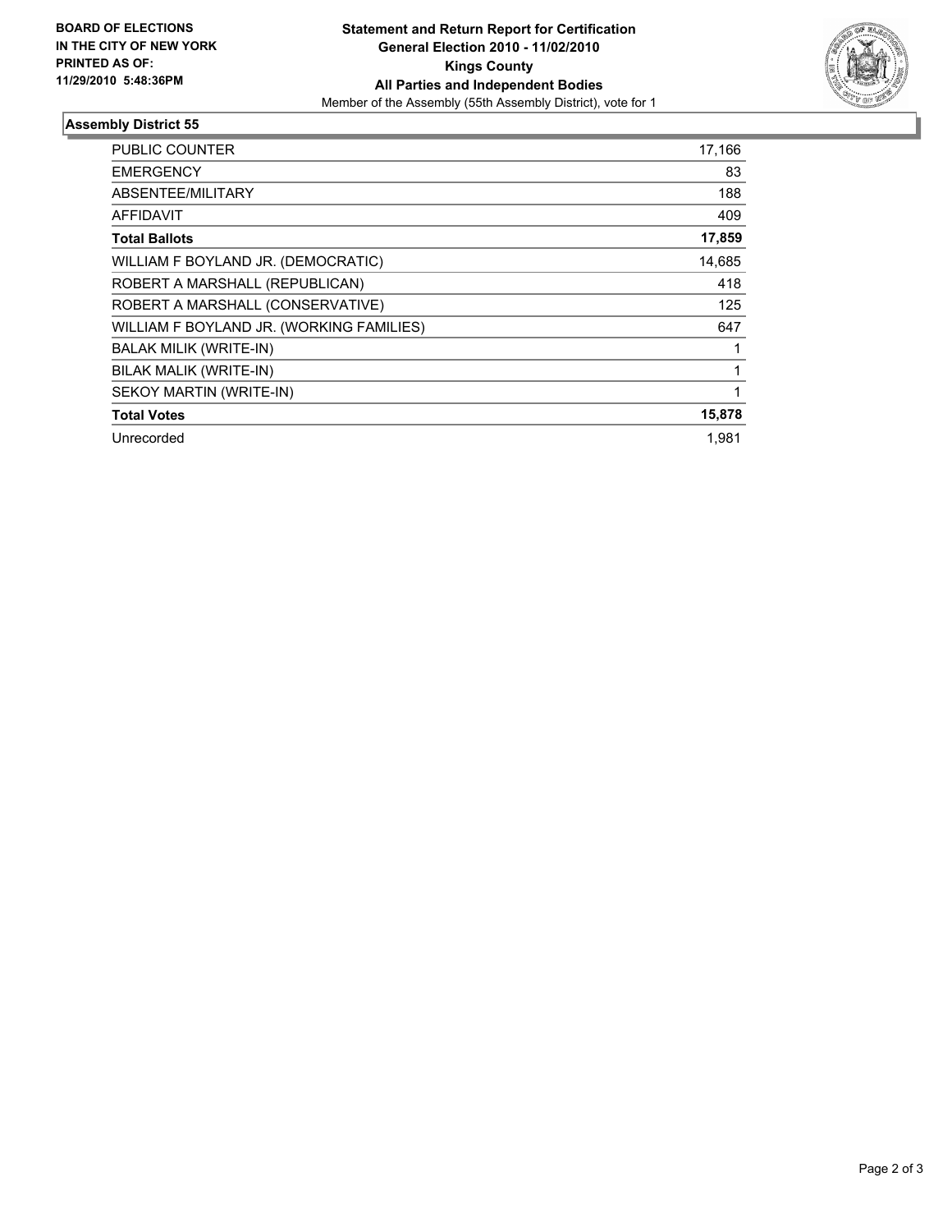**BOARD OF ELECTIONS IN THE CITY OF NEW YORK PRINTED AS OF: 11/29/2010 5:48:36PM**

**Statement and Return Report for Certification**
**General Election 2010 - 11/02/2010**
**Kings County**
**All Parties and Independent Bodies**
Member of the Assembly (55th Assembly District), vote for 1

## Assembly District 55

| | |
|---|---|
| PUBLIC COUNTER | 17,166 |
| EMERGENCY | 83 |
| ABSENTEE/MILITARY | 188 |
| AFFIDAVIT | 409 |
| **Total Ballots** | **17,859** |
| WILLIAM F BOYLAND JR. (DEMOCRATIC) | 14,685 |
| ROBERT A MARSHALL (REPUBLICAN) | 418 |
| ROBERT A MARSHALL (CONSERVATIVE) | 125 |
| WILLIAM F BOYLAND JR. (WORKING FAMILIES) | 647 |
| BALAK MILIK (WRITE-IN) | 1 |
| BILAK MALIK (WRITE-IN) | 1 |
| SEKOY MARTIN (WRITE-IN) | 1 |
| **Total Votes** | **15,878** |
| Unrecorded | 1,981 |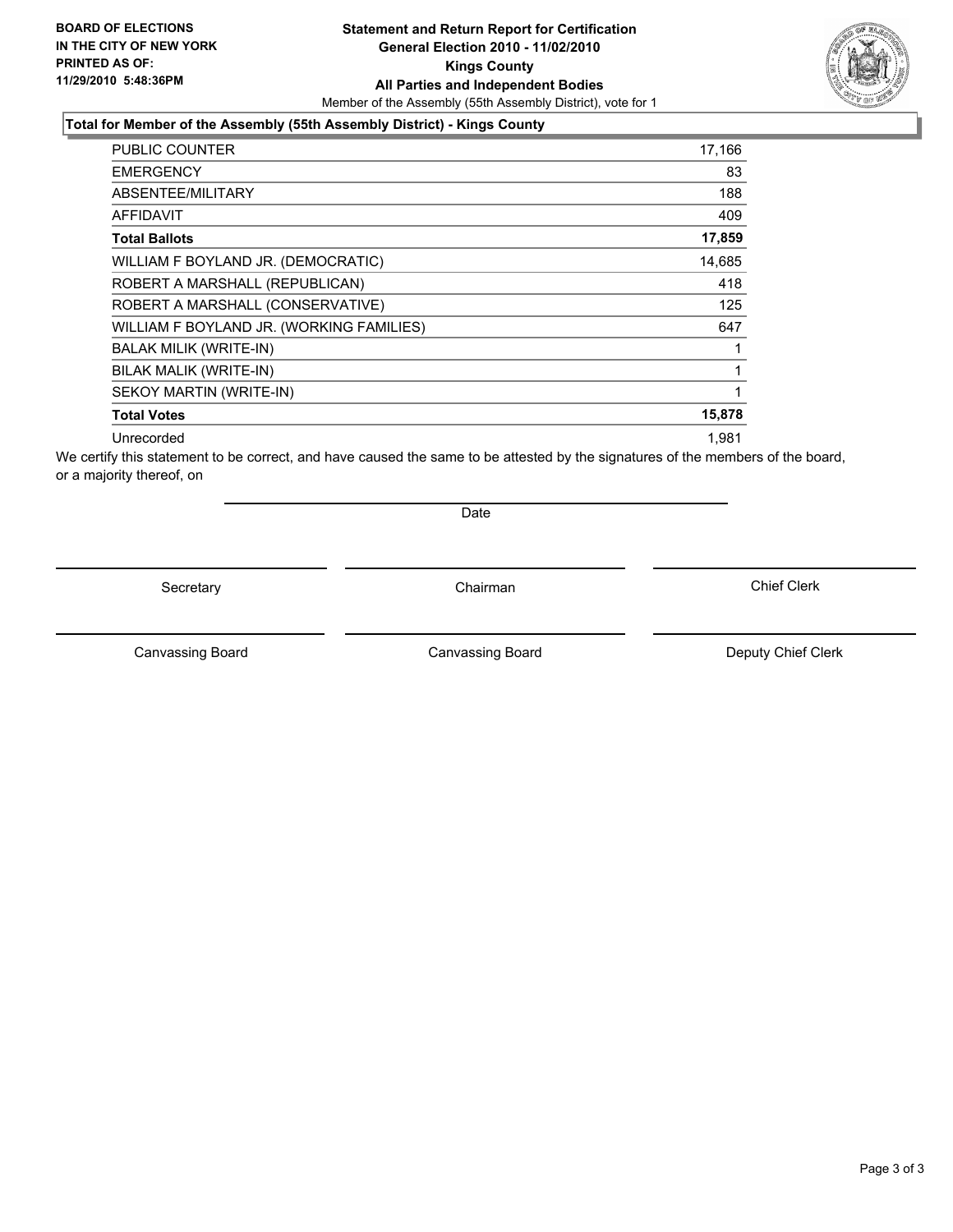**BOARD OF ELECTIONS IN THE CITY OF NEW YORK PRINTED AS OF: 11/29/2010 5:48:36PM**

**Statement and Return Report for Certification General Election 2010 - 11/02/2010 Kings County All Parties and Independent Bodies**

Member of the Assembly (55th Assembly District), vote for 1

**Total for Member of the Assembly (55th Assembly District) - Kings County**

| | |
|---|---|
| PUBLIC COUNTER | 17,166 |
| EMERGENCY | 83 |
| ABSENTEE/MILITARY | 188 |
| AFFIDAVIT | 409 |
| **Total Ballots** | **17,859** |
| WILLIAM F BOYLAND JR. (DEMOCRATIC) | 14,685 |
| ROBERT A MARSHALL (REPUBLICAN) | 418 |
| ROBERT A MARSHALL (CONSERVATIVE) | 125 |
| WILLIAM F BOYLAND JR. (WORKING FAMILIES) | 647 |
| BALAK MILIK (WRITE-IN) | 1 |
| BILAK MALIK (WRITE-IN) | 1 |
| SEKOY MARTIN (WRITE-IN) | 1 |
| **Total Votes** | **15,878** |
| Unrecorded | 1,981 |

We certify this statement to be correct, and have caused the same to be attested by the signatures of the members of the board, or a majority thereof, on

Date

Secretary

Chairman

Chief Clerk

Canvassing Board

Canvassing Board

Deputy Chief Clerk